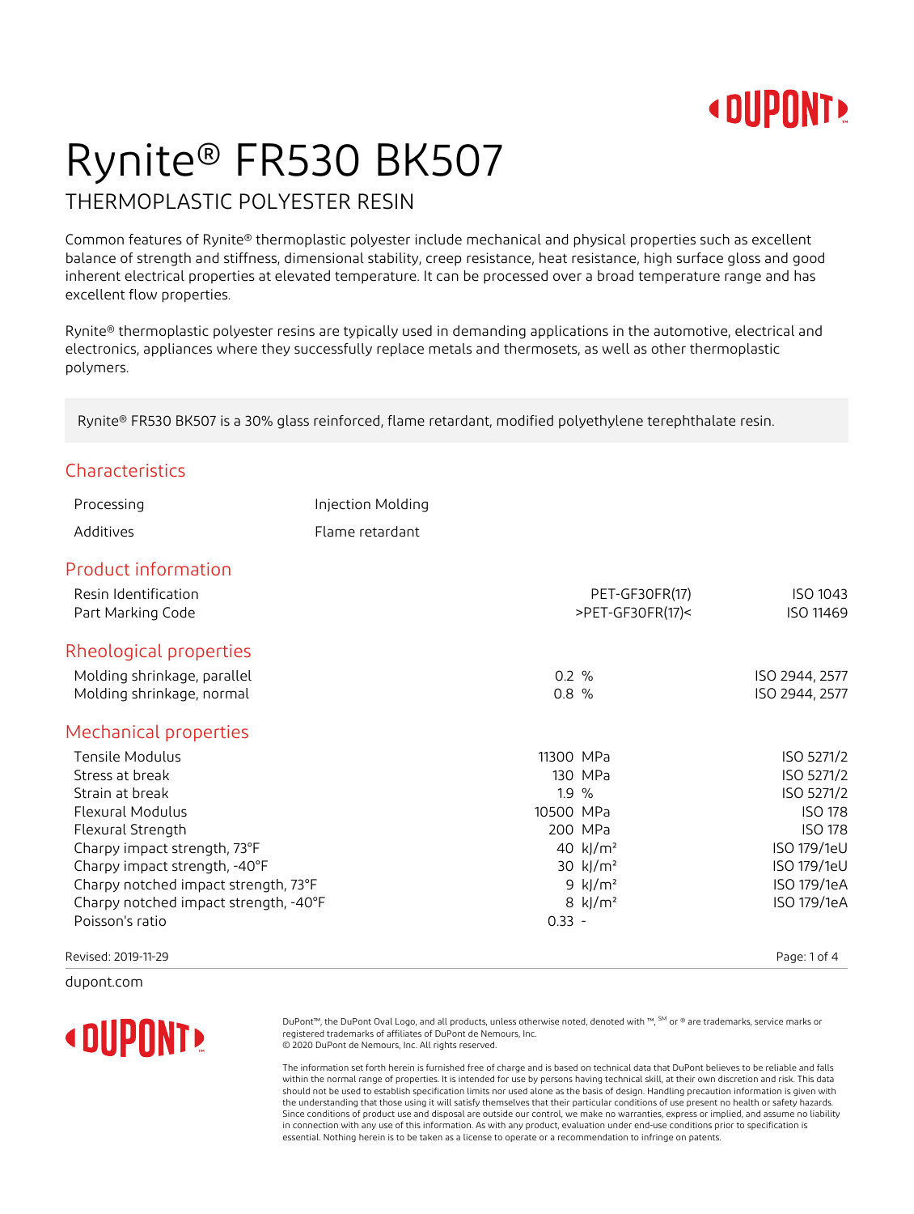# Rynite® FR530 BK507

## THERMOPLASTIC POLYESTER RESIN

Common features of Rynite® thermoplastic polyester include mechanical and physical properties such as excellent balance of strength and stiffness, dimensional stability, creep resistance, heat resistance, high surface gloss and good inherent electrical properties at elevated temperature. It can be processed over a broad temperature range and has excellent flow properties.

Rynite® thermoplastic polyester resins are typically used in demanding applications in the automotive, electrical and electronics, appliances where they successfully replace metals and thermosets, as well as other thermoplastic polymers.

Rynite® FR530 BK507 is a 30% glass reinforced, flame retardant, modified polyethylene terephthalate resin.

## Characteristics

| | |
|---|---|
| Processing | Injection Molding |
| Additives | Flame retardant |

## Product information

| | | |
|---|---|---|
| Resin Identification | PET-GF30FR(17) | ISO 1043 |
| Part Marking Code | >PET-GF30FR(17)< | ISO 11469 |

## Rheological properties

| | | | |
|---|---|---|---|
| Molding shrinkage, parallel | 0.2 | % | ISO 2944, 2577 |
| Molding shrinkage, normal | 0.8 | % | ISO 2944, 2577 |

## Mechanical properties

| | | | |
|---|---|---|---|
| Tensile Modulus | 11300 | MPa | ISO 5271/2 |
| Stress at break | 130 | MPa | ISO 5271/2 |
| Strain at break | 1.9 | % | ISO 5271/2 |
| Flexural Modulus | 10500 | MPa | ISO 178 |
| Flexural Strength | 200 | MPa | ISO 178 |
| Charpy impact strength, 73°F | 40 | kJ/m² | ISO 179/1eU |
| Charpy impact strength, -40°F | 30 | kJ/m² | ISO 179/1eU |
| Charpy notched impact strength, 73°F | 9 | kJ/m² | ISO 179/1eA |
| Charpy notched impact strength, -40°F | 8 | kJ/m² | ISO 179/1eA |
| Poisson's ratio | 0.33 | - | |

Revised: 2019-11-29

dupont.com

DuPont™, the DuPont Oval Logo, and all products, unless otherwise noted, denoted with ™, ℠ or ® are trademarks, service marks or registered trademarks of affiliates of DuPont de Nemours, Inc.
© 2020 DuPont de Nemours, Inc. All rights reserved.

The information set forth herein is furnished free of charge and is based on technical data that DuPont believes to be reliable and falls within the normal range of properties. It is intended for use by persons having technical skill, at their own discretion and risk. This data should not be used to establish specification limits nor used alone as the basis of design. Handling precaution information is given with the understanding that those using it will satisfy themselves that their particular conditions of use present no health or safety hazards. Since conditions of product use and disposal are outside our control, we make no warranties, express or implied, and assume no liability in connection with any use of this information. As with any product, evaluation under end-use conditions prior to specification is essential. Nothing herein is to be taken as a license to operate or a recommendation to infringe on patents.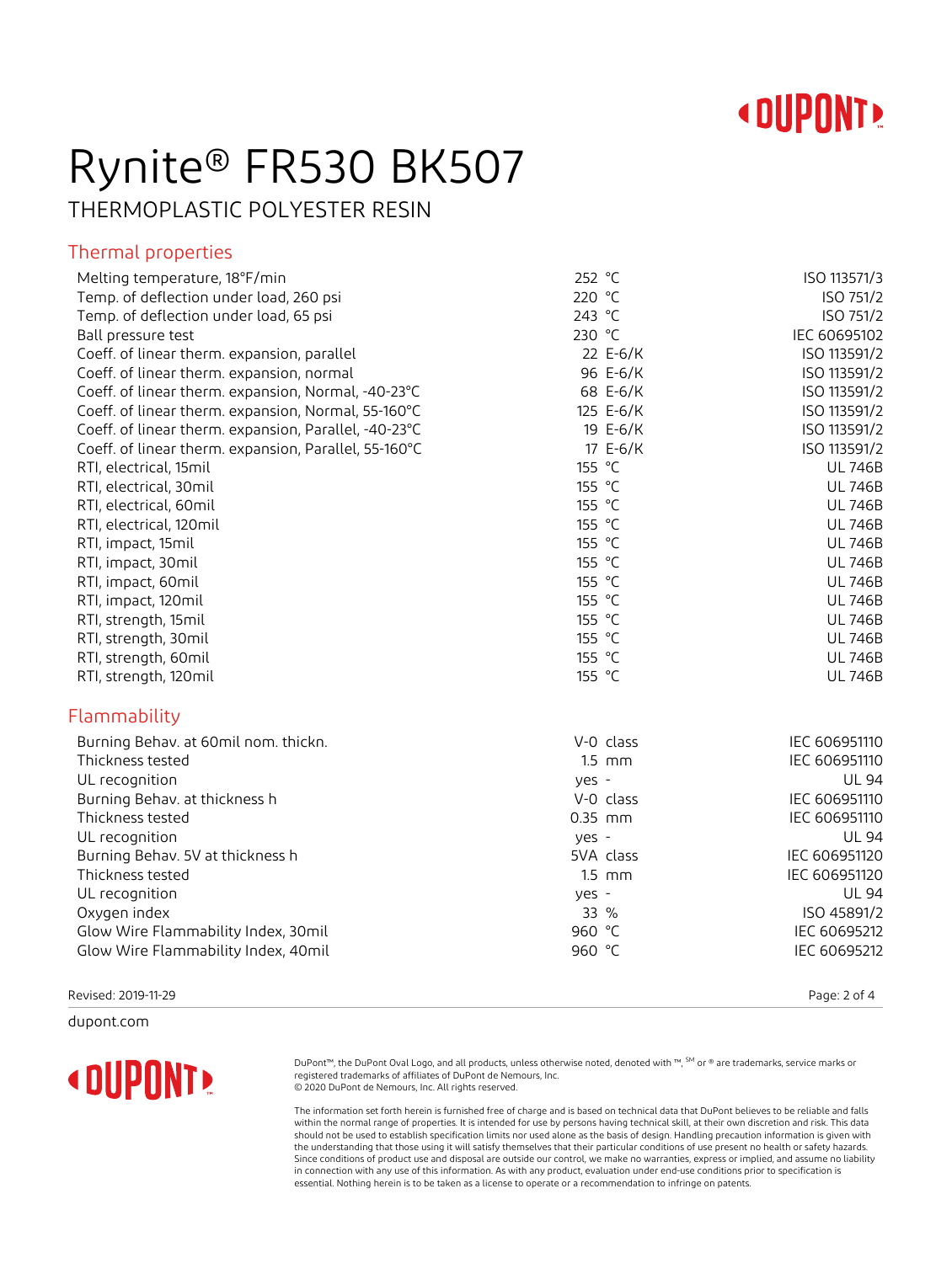# Rynite® FR530 BK507

THERMOPLASTIC POLYESTER RESIN

## Thermal properties

| Property | Value | Unit | Test Standard |
|---|---|---|---|
| Melting temperature, 18°F/min | 252 | °C | ISO 113571/3 |
| Temp. of deflection under load, 260 psi | 220 | °C | ISO 751/2 |
| Temp. of deflection under load, 65 psi | 243 | °C | ISO 751/2 |
| Ball pressure test | 230 | °C | IEC 60695102 |
| Coeff. of linear therm. expansion, parallel | 22 | E-6/K | ISO 113591/2 |
| Coeff. of linear therm. expansion, normal | 96 | E-6/K | ISO 113591/2 |
| Coeff. of linear therm. expansion, Normal, -40-23°C | 68 | E-6/K | ISO 113591/2 |
| Coeff. of linear therm. expansion, Normal, 55-160°C | 125 | E-6/K | ISO 113591/2 |
| Coeff. of linear therm. expansion, Parallel, -40-23°C | 19 | E-6/K | ISO 113591/2 |
| Coeff. of linear therm. expansion, Parallel, 55-160°C | 17 | E-6/K | ISO 113591/2 |
| RTI, electrical, 15mil | 155 | °C | UL 746B |
| RTI, electrical, 30mil | 155 | °C | UL 746B |
| RTI, electrical, 60mil | 155 | °C | UL 746B |
| RTI, electrical, 120mil | 155 | °C | UL 746B |
| RTI, impact, 15mil | 155 | °C | UL 746B |
| RTI, impact, 30mil | 155 | °C | UL 746B |
| RTI, impact, 60mil | 155 | °C | UL 746B |
| RTI, impact, 120mil | 155 | °C | UL 746B |
| RTI, strength, 15mil | 155 | °C | UL 746B |
| RTI, strength, 30mil | 155 | °C | UL 746B |
| RTI, strength, 60mil | 155 | °C | UL 746B |
| RTI, strength, 120mil | 155 | °C | UL 746B |

## Flammability

| Property | Value | Unit | Test Standard |
|---|---|---|---|
| Burning Behav. at 60mil nom. thickn. | V-0 | class | IEC 606951110 |
| Thickness tested | 1.5 | mm | IEC 606951110 |
| UL recognition | yes | - | UL 94 |
| Burning Behav. at thickness h | V-0 | class | IEC 606951110 |
| Thickness tested | 0.35 | mm | IEC 606951110 |
| UL recognition | yes | - | UL 94 |
| Burning Behav. 5V at thickness h | 5VA | class | IEC 606951120 |
| Thickness tested | 1.5 | mm | IEC 606951120 |
| UL recognition | yes | - | UL 94 |
| Oxygen index | 33 | % | ISO 45891/2 |
| Glow Wire Flammability Index, 30mil | 960 | °C | IEC 60695212 |
| Glow Wire Flammability Index, 40mil | 960 | °C | IEC 60695212 |

Revised: 2019-11-29

dupont.com

DuPont™, the DuPont Oval Logo, and all products, unless otherwise noted, denoted with ™, SM or ® are trademarks, service marks or registered trademarks of affiliates of DuPont de Nemours, Inc.
© 2020 DuPont de Nemours, Inc. All rights reserved.

The information set forth herein is furnished free of charge and is based on technical data that DuPont believes to be reliable and falls within the normal range of properties. It is intended for use by persons having technical skill, at their own discretion and risk. This data should not be used to establish specification limits nor used alone as the basis of design. Handling precaution information is given with the understanding that those using it will satisfy themselves that their particular conditions of use present no health or safety hazards. Since conditions of product use and disposal are outside our control, we make no warranties, express or implied, and assume no liability in connection with any use of this information. As with any product, evaluation under end-use conditions prior to specification is essential. Nothing herein is to be taken as a license to operate or a recommendation to infringe on patents.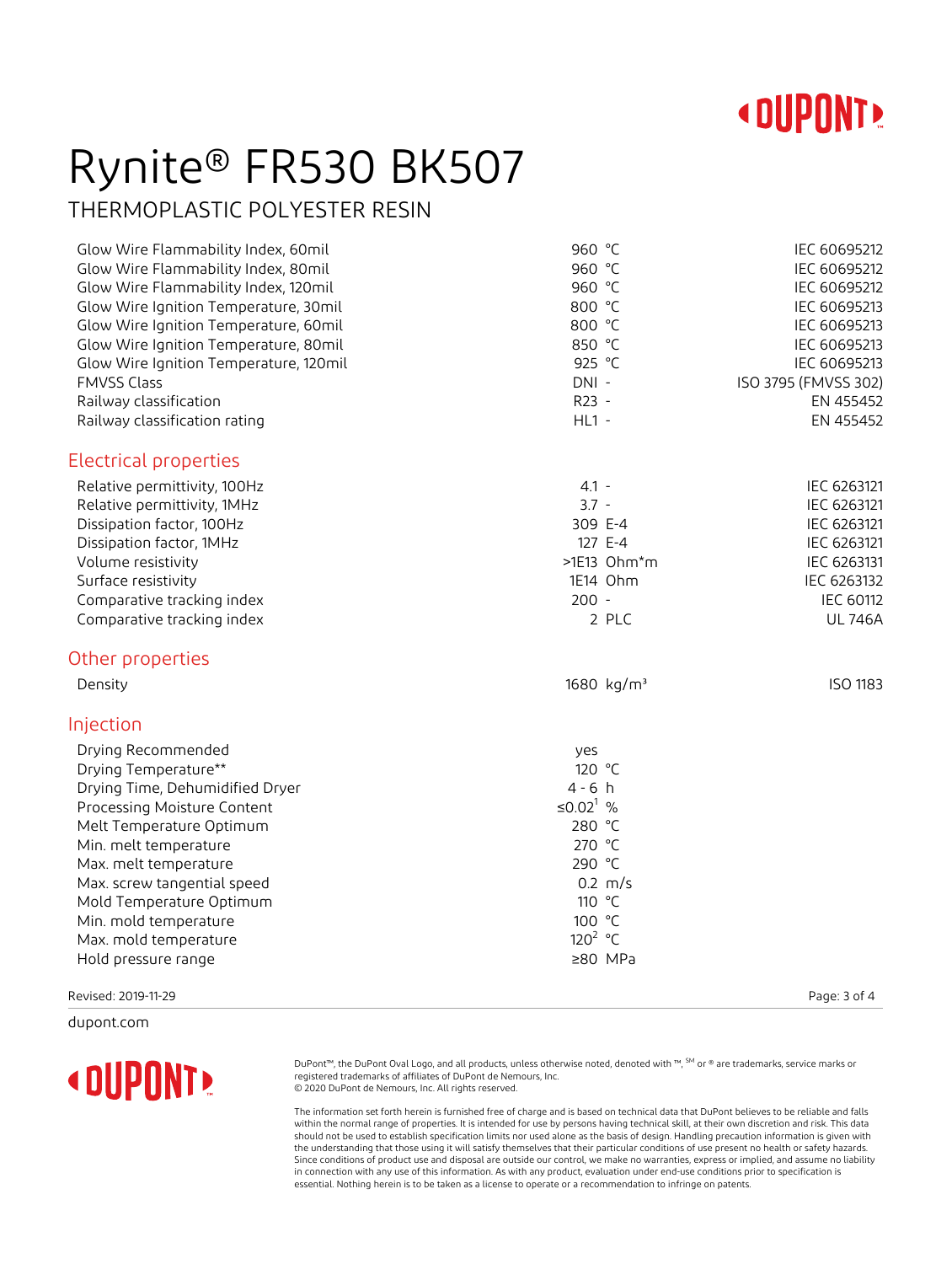# Rynite® FR530 BK507

## THERMOPLASTIC POLYESTER RESIN

| Property | Value | Unit | Test Standard |
|---|---|---|---|
| Glow Wire Flammability Index, 60mil | 960 | °C | IEC 60695212 |
| Glow Wire Flammability Index, 80mil | 960 | °C | IEC 60695212 |
| Glow Wire Flammability Index, 120mil | 960 | °C | IEC 60695212 |
| Glow Wire Ignition Temperature, 30mil | 800 | °C | IEC 60695213 |
| Glow Wire Ignition Temperature, 60mil | 800 | °C | IEC 60695213 |
| Glow Wire Ignition Temperature, 80mil | 850 | °C | IEC 60695213 |
| Glow Wire Ignition Temperature, 120mil | 925 | °C | IEC 60695213 |
| FMVSS Class | DNI | - | ISO 3795 (FMVSS 302) |
| Railway classification | R23 | - | EN 455452 |
| Railway classification rating | HL1 | - | EN 455452 |

## Electrical properties

| Property | Value | Unit | Test Standard |
|---|---|---|---|
| Relative permittivity, 100Hz | 4.1 | - | IEC 6263121 |
| Relative permittivity, 1MHz | 3.7 | - | IEC 6263121 |
| Dissipation factor, 100Hz | 309 | E-4 | IEC 6263121 |
| Dissipation factor, 1MHz | 127 | E-4 | IEC 6263121 |
| Volume resistivity | >1E13 | Ohm*m | IEC 6263131 |
| Surface resistivity | 1E14 | Ohm | IEC 6263132 |
| Comparative tracking index | 200 | - | IEC 60112 |
| Comparative tracking index | 2 | PLC | UL 746A |

## Other properties

| Property | Value | Unit | Test Standard |
|---|---|---|---|
| Density | 1680 | kg/m³ | ISO 1183 |

## Injection

| Property | Value | Unit |
|---|---|---|
| Drying Recommended | yes | |
| Drying Temperature** | 120 | °C |
| Drying Time, Dehumidified Dryer | 4 - 6 | h |
| Processing Moisture Content | ≤0.02[1] | % |
| Melt Temperature Optimum | 280 | °C |
| Min. melt temperature | 270 | °C |
| Max. melt temperature | 290 | °C |
| Max. screw tangential speed | 0.2 | m/s |
| Mold Temperature Optimum | 110 | °C |
| Min. mold temperature | 100 | °C |
| Max. mold temperature | 120[2] | °C |
| Hold pressure range | ≥80 | MPa |

Revised: 2019-11-29

dupont.com

DuPont™, the DuPont Oval Logo, and all products, unless otherwise noted, denoted with ™, SM or ® are trademarks, service marks or registered trademarks of affiliates of DuPont de Nemours, Inc.
© 2020 DuPont de Nemours, Inc. All rights reserved.

The information set forth herein is furnished free of charge and is based on technical data that DuPont believes to be reliable and falls within the normal range of properties. It is intended for use by persons having technical skill, at their own discretion and risk. This data should not be used to establish specification limits nor used alone as the basis of design. Handling precaution information is given with the understanding that those using it will satisfy themselves that their particular conditions of use present no health or safety hazards. Since conditions of product use and disposal are outside our control, we make no warranties, express or implied, and assume no liability in connection with any use of this information. As with any product, evaluation under end-use conditions prior to specification is essential. Nothing herein is to be taken as a license to operate or a recommendation to infringe on patents.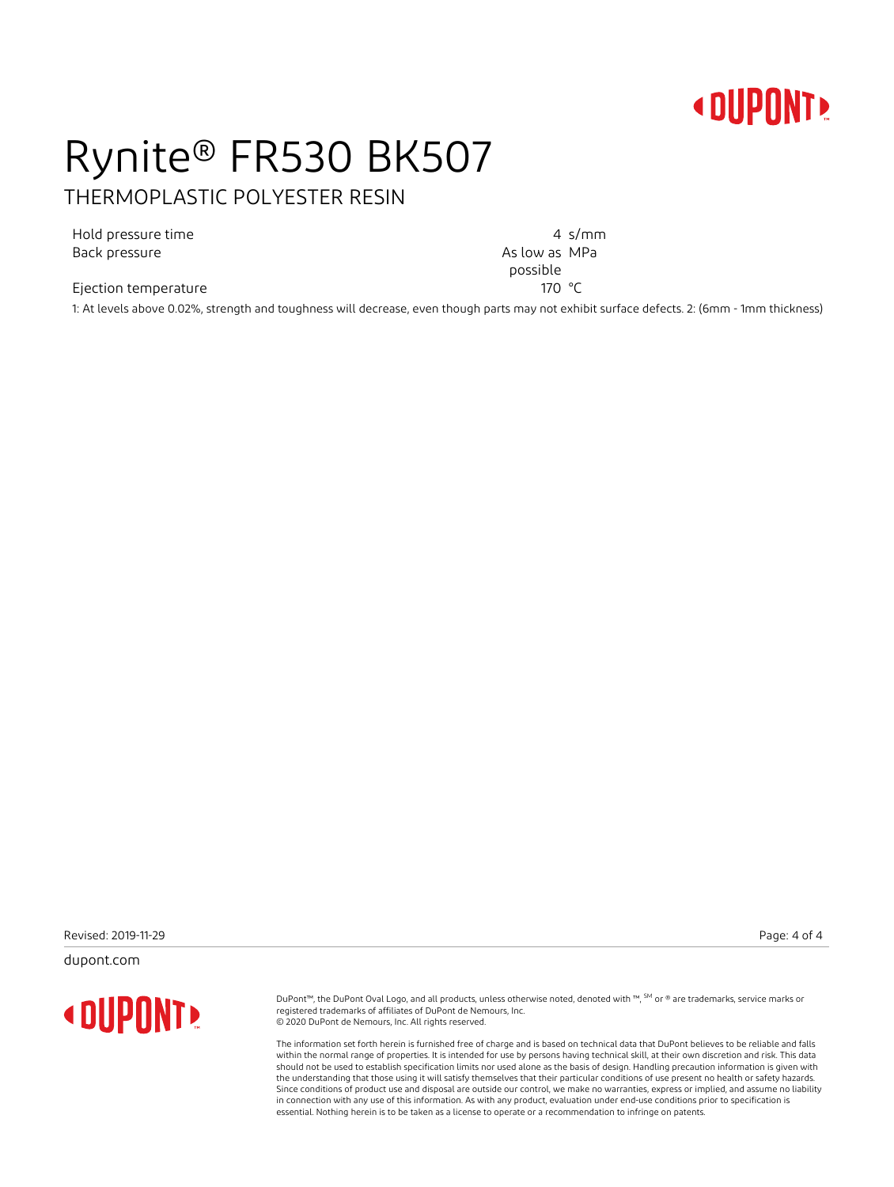# Rynite® FR530 BK507

## THERMOPLASTIC POLYESTER RESIN

| | | |
|---|---|---|
| Hold pressure time | 4 | s/mm |
| Back pressure | As low as possible | MPa |
| Ejection temperature | 170 | °C |

1: At levels above 0.02%, strength and toughness will decrease, even though parts may not exhibit surface defects. 2: (6mm - 1mm thickness)

Revised: 2019-11-29

dupont.com

DuPont™, the DuPont Oval Logo, and all products, unless otherwise noted, denoted with ™, SM or ® are trademarks, service marks or registered trademarks of affiliates of DuPont de Nemours, Inc.
© 2020 DuPont de Nemours, Inc. All rights reserved.

The information set forth herein is furnished free of charge and is based on technical data that DuPont believes to be reliable and falls within the normal range of properties. It is intended for use by persons having technical skill, at their own discretion and risk. This data should not be used to establish specification limits nor used alone as the basis of design. Handling precaution information is given with the understanding that those using it will satisfy themselves that their particular conditions of use present no health or safety hazards. Since conditions of product use and disposal are outside our control, we make no warranties, express or implied, and assume no liability in connection with any use of this information. As with any product, evaluation under end-use conditions prior to specification is essential. Nothing herein is to be taken as a license to operate or a recommendation to infringe on patents.